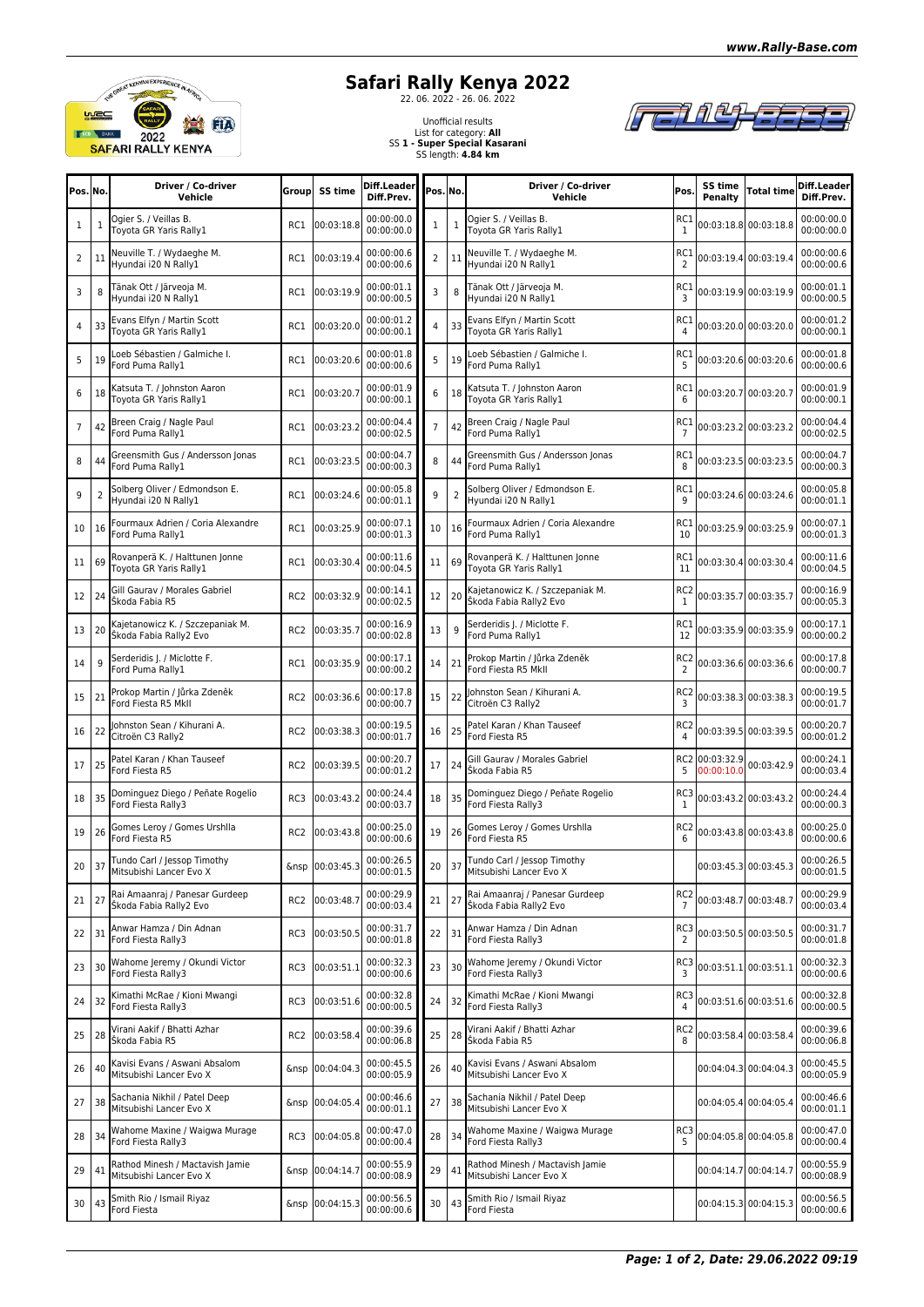# Safari Rally Kenya 2022

22. 06. 2022 - 26. 06. 2022

Unofficial results
List for category: **All**
SS **1 - Super Special Kasarani**
SS length: **4.84 km**

| Pos. | No. | Driver / Co-driver Vehicle | Group | SS time | Diff.Leader Diff.Prev. |
|---|---|---|---|---|---|
| 1 | 1 | Ogier S. / Veillas B. Toyota GR Yaris Rally1 | RC1 | 00:03:18.8 | 00:00:00.0 00:00:00.0 |
| 2 | 11 | Neuville T. / Wydaeghe M. Hyundai i20 N Rally1 | RC1 | 00:03:19.4 | 00:00:00.6 00:00:00.6 |
| 3 | 8 | Tänak Ott / Järveoja M. Hyundai i20 N Rally1 | RC1 | 00:03:19.9 | 00:00:01.1 00:00:00.5 |
| 4 | 33 | Evans Elfyn / Martin Scott Toyota GR Yaris Rally1 | RC1 | 00:03:20.0 | 00:00:01.2 00:00:00.1 |
| 5 | 19 | Loeb Sébastien / Galmiche I. Ford Puma Rally1 | RC1 | 00:03:20.6 | 00:00:01.8 00:00:00.6 |
| 6 | 18 | Katsuta T. / Johnston Aaron Toyota GR Yaris Rally1 | RC1 | 00:03:20.7 | 00:00:01.9 00:00:00.1 |
| 7 | 42 | Breen Craig / Nagle Paul Ford Puma Rally1 | RC1 | 00:03:23.2 | 00:00:04.4 00:00:02.5 |
| 8 | 44 | Greensmith Gus / Andersson Jonas Ford Puma Rally1 | RC1 | 00:03:23.5 | 00:00:04.7 00:00:00.3 |
| 9 | 2 | Solberg Oliver / Edmondson E. Hyundai i20 N Rally1 | RC1 | 00:03:24.6 | 00:00:05.8 00:00:01.1 |
| 10 | 16 | Fourmaux Adrien / Coria Alexandre Ford Puma Rally1 | RC1 | 00:03:25.9 | 00:00:07.1 00:00:01.3 |
| 11 | 69 | Rovanperä K. / Halttunen Jonne Toyota GR Yaris Rally1 | RC1 | 00:03:30.4 | 00:00:11.6 00:00:04.5 |
| 12 | 24 | Gill Gaurav / Morales Gabriel Škoda Fabia R5 | RC2 | 00:03:32.9 | 00:00:14.1 00:00:02.5 |
| 13 | 20 | Kajetanowicz K. / Szczepaniak M. Škoda Fabia Rally2 Evo | RC2 | 00:03:35.7 | 00:00:16.9 00:00:02.8 |
| 14 | 9 | Serderidis J. / Miclotte F. Ford Puma Rally1 | RC1 | 00:03:35.9 | 00:00:17.1 00:00:00.2 |
| 15 | 21 | Prokop Martin / Jůrka Zdeněk Ford Fiesta R5 MkII | RC2 | 00:03:36.6 | 00:00:17.8 00:00:00.7 |
| 16 | 22 | Johnston Sean / Kihurani A. Citroën C3 Rally2 | RC2 | 00:03:38.3 | 00:00:19.5 00:00:01.7 |
| 17 | 25 | Patel Karan / Khan Tauseef Ford Fiesta R5 | RC2 | 00:03:39.5 | 00:00:20.7 00:00:01.2 |
| 18 | 35 | Dominguez Diego / Peñate Rogelio Ford Fiesta Rally3 | RC3 | 00:03:43.2 | 00:00:24.4 00:00:03.7 |
| 19 | 26 | Gomes Leroy / Gomes Urshlla Ford Fiesta R5 | RC2 | 00:03:43.8 | 00:00:25.0 00:00:00.6 |
| 20 | 37 | Tundo Carl / Jessop Timothy Mitsubishi Lancer Evo X | &nsp | 00:03:45.3 | 00:00:26.5 00:00:01.5 |
| 21 | 27 | Rai Amaanraj / Panesar Gurdeep Škoda Fabia Rally2 Evo | RC2 | 00:03:48.7 | 00:00:29.9 00:00:03.4 |
| 22 | 31 | Anwar Hamza / Din Adnan Ford Fiesta Rally3 | RC3 | 00:03:50.5 | 00:00:31.7 00:00:01.8 |
| 23 | 30 | Wahome Jeremy / Okundi Victor Ford Fiesta Rally3 | RC3 | 00:03:51.1 | 00:00:32.3 00:00:00.6 |
| 24 | 32 | Kimathi McRae / Kioni Mwangi Ford Fiesta Rally3 | RC3 | 00:03:51.6 | 00:00:32.8 00:00:00.5 |
| 25 | 28 | Virani Aakif / Bhatti Azhar Škoda Fabia R5 | RC2 | 00:03:58.4 | 00:00:39.6 00:00:06.8 |
| 26 | 40 | Kavisi Evans / Aswani Absalom Mitsubishi Lancer Evo X | &nsp | 00:04:04.3 | 00:00:45.5 00:00:05.9 |
| 27 | 38 | Sachania Nikhil / Patel Deep Mitsubishi Lancer Evo X | &nsp | 00:04:05.4 | 00:00:46.6 00:00:01.1 |
| 28 | 34 | Wahome Maxine / Waigwa Murage Ford Fiesta Rally3 | RC3 | 00:04:05.8 | 00:00:47.0 00:00:00.4 |
| 29 | 41 | Rathod Minesh / Mactavish Jamie Mitsubishi Lancer Evo X | &nsp | 00:04:14.7 | 00:00:55.9 00:00:08.9 |
| 30 | 43 | Smith Rio / Ismail Riyaz Ford Fiesta | &nsp | 00:04:15.3 | 00:00:56.5 00:00:00.6 |

| Pos. | No. | Driver / Co-driver Vehicle | Pos. | SS time Penalty | Total time | Diff.Leader Diff.Prev. |
|---|---|---|---|---|---|---|
| 1 | 1 | Ogier S. / Veillas B. Toyota GR Yaris Rally1 | RC1 1 | 00:03:18.8 | 00:03:18.8 | 00:00:00.0 00:00:00.0 |
| 2 | 11 | Neuville T. / Wydaeghe M. Hyundai i20 N Rally1 | RC1 2 | 00:03:19.4 | 00:03:19.4 | 00:00:00.6 00:00:00.6 |
| 3 | 8 | Tänak Ott / Järveoja M. Hyundai i20 N Rally1 | RC1 3 | 00:03:19.9 | 00:03:19.9 | 00:00:01.1 00:00:00.5 |
| 4 | 33 | Evans Elfyn / Martin Scott Toyota GR Yaris Rally1 | RC1 4 | 00:03:20.0 | 00:03:20.0 | 00:00:01.2 00:00:00.1 |
| 5 | 19 | Loeb Sébastien / Galmiche I. Ford Puma Rally1 | RC1 5 | 00:03:20.6 | 00:03:20.6 | 00:00:01.8 00:00:00.6 |
| 6 | 18 | Katsuta T. / Johnston Aaron Toyota GR Yaris Rally1 | RC1 6 | 00:03:20.7 | 00:03:20.7 | 00:00:01.9 00:00:00.1 |
| 7 | 42 | Breen Craig / Nagle Paul Ford Puma Rally1 | RC1 7 | 00:03:23.2 | 00:03:23.2 | 00:00:04.4 00:00:02.5 |
| 8 | 44 | Greensmith Gus / Andersson Jonas Ford Puma Rally1 | RC1 8 | 00:03:23.5 | 00:03:23.5 | 00:00:04.7 00:00:00.3 |
| 9 | 2 | Solberg Oliver / Edmondson E. Hyundai i20 N Rally1 | RC1 9 | 00:03:24.6 | 00:03:24.6 | 00:00:05.8 00:00:01.1 |
| 10 | 16 | Fourmaux Adrien / Coria Alexandre Ford Puma Rally1 | RC1 10 | 00:03:25.9 | 00:03:25.9 | 00:00:07.1 00:00:01.3 |
| 11 | 69 | Rovanperä K. / Halttunen Jonne Toyota GR Yaris Rally1 | RC1 11 | 00:03:30.4 | 00:03:30.4 | 00:00:11.6 00:00:04.5 |
| 12 | 20 | Kajetanowicz K. / Szczepaniak M. Škoda Fabia Rally2 Evo | RC2 1 | 00:03:35.7 | 00:03:35.7 | 00:00:16.9 00:00:05.3 |
| 13 | 9 | Serderidis J. / Miclotte F. Ford Puma Rally1 | RC1 12 | 00:03:35.9 | 00:03:35.9 | 00:00:17.1 00:00:00.2 |
| 14 | 21 | Prokop Martin / Jůrka Zdeněk Ford Fiesta R5 MkII | RC2 2 | 00:03:36.6 | 00:03:36.6 | 00:00:17.8 00:00:00.7 |
| 15 | 22 | Johnston Sean / Kihurani A. Citroën C3 Rally2 | RC2 3 | 00:03:38.3 | 00:03:38.3 | 00:00:19.5 00:00:01.7 |
| 16 | 25 | Patel Karan / Khan Tauseef Ford Fiesta R5 | RC2 4 | 00:03:39.5 | 00:03:39.5 | 00:00:20.7 00:00:01.2 |
| 17 | 24 | Gill Gaurav / Morales Gabriel Škoda Fabia R5 | RC2 5 | 00:03:32.9 00:00:10.0 | 00:03:42.9 | 00:00:24.1 00:00:03.4 |
| 18 | 35 | Dominguez Diego / Peñate Rogelio Ford Fiesta Rally3 | RC3 1 | 00:03:43.2 | 00:03:43.2 | 00:00:24.4 00:00:00.3 |
| 19 | 26 | Gomes Leroy / Gomes Urshlla Ford Fiesta R5 | RC2 6 | 00:03:43.8 | 00:03:43.8 | 00:00:25.0 00:00:00.6 |
| 20 | 37 | Tundo Carl / Jessop Timothy Mitsubishi Lancer Evo X | | 00:03:45.3 | 00:03:45.3 | 00:00:26.5 00:00:01.5 |
| 21 | 27 | Rai Amaanraj / Panesar Gurdeep Škoda Fabia Rally2 Evo | RC2 7 | 00:03:48.7 | 00:03:48.7 | 00:00:29.9 00:00:03.4 |
| 22 | 31 | Anwar Hamza / Din Adnan Ford Fiesta Rally3 | RC3 2 | 00:03:50.5 | 00:03:50.5 | 00:00:31.7 00:00:01.8 |
| 23 | 30 | Wahome Jeremy / Okundi Victor Ford Fiesta Rally3 | RC3 3 | 00:03:51.1 | 00:03:51.1 | 00:00:32.3 00:00:00.6 |
| 24 | 32 | Kimathi McRae / Kioni Mwangi Ford Fiesta Rally3 | RC3 4 | 00:03:51.6 | 00:03:51.6 | 00:00:32.8 00:00:00.5 |
| 25 | 28 | Virani Aakif / Bhatti Azhar Škoda Fabia R5 | RC2 8 | 00:03:58.4 | 00:03:58.4 | 00:00:39.6 00:00:06.8 |
| 26 | 40 | Kavisi Evans / Aswani Absalom Mitsubishi Lancer Evo X | | 00:04:04.3 | 00:04:04.3 | 00:00:45.5 00:00:05.9 |
| 27 | 38 | Sachania Nikhil / Patel Deep Mitsubishi Lancer Evo X | | 00:04:05.4 | 00:04:05.4 | 00:00:46.6 00:00:01.1 |
| 28 | 34 | Wahome Maxine / Waigwa Murage Ford Fiesta Rally3 | RC3 5 | 00:04:05.8 | 00:04:05.8 | 00:00:47.0 00:00:00.4 |
| 29 | 41 | Rathod Minesh / Mactavish Jamie Mitsubishi Lancer Evo X | | 00:04:14.7 | 00:04:14.7 | 00:00:55.9 00:00:08.9 |
| 30 | 43 | Smith Rio / Ismail Riyaz Ford Fiesta | | 00:04:15.3 | 00:04:15.3 | 00:00:56.5 00:00:00.6 |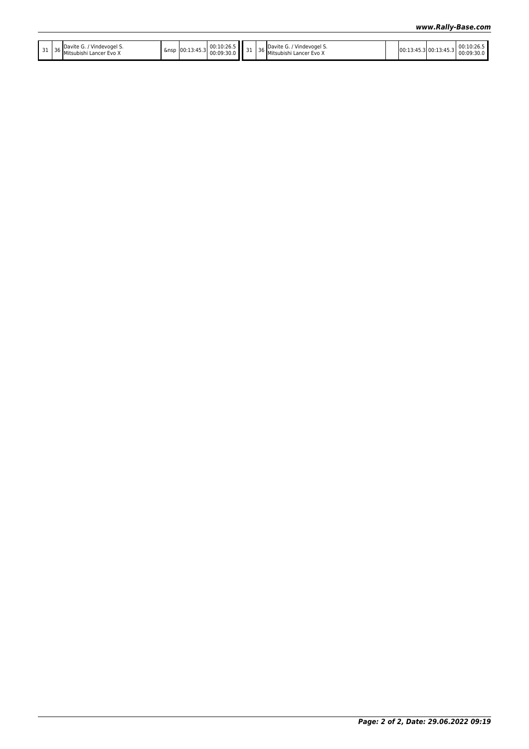| | | | | | | | | | | | | |
|---|---|---|---|---|---|---|---|---|---|---|---|---|
| 31 | 36 | Davite G. / Vindevogel S. Mitsubishi Lancer Evo X | &nsp | 00:13:45.3 | 00:10:26.5 00:09:30.0 | 31 | 36 | Davite G. / Vindevogel S. Mitsubishi Lancer Evo X | | 00:13:45.3 | 00:13:45.3 | 00:10:26.5 00:09:30.0 |